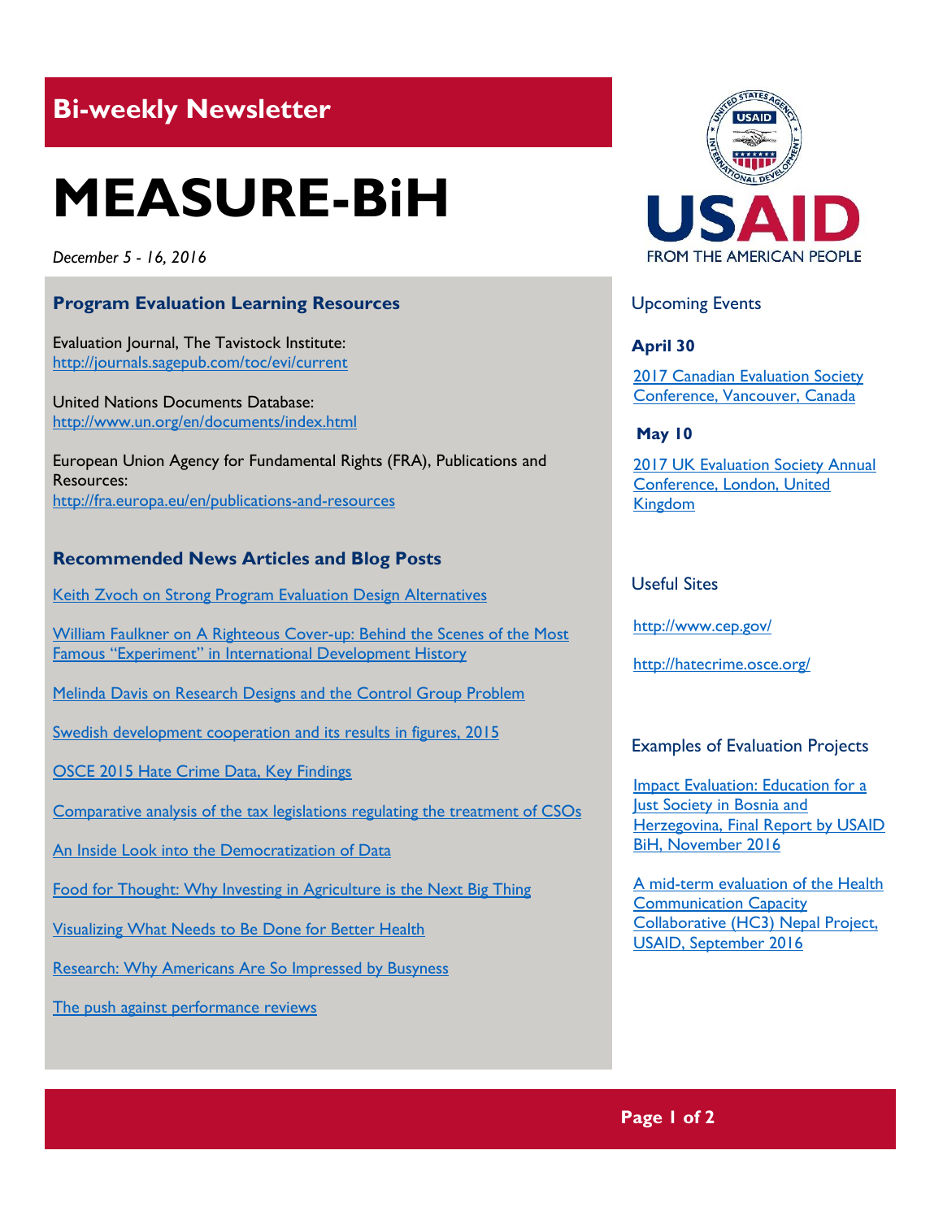## Bi-weekly Newsletter

# MEASURE-BiH

*December 5 - 16, 2016*

### Program Evaluation Learning Resources

Evaluation Journal, The Tavistock Institute:
http://journals.sagepub.com/toc/evi/current

United Nations Documents Database:
http://www.un.org/en/documents/index.html

European Union Agency for Fundamental Rights (FRA), Publications and Resources:
http://fra.europa.eu/en/publications-and-resources

### Recommended News Articles and Blog Posts

Keith Zvoch on Strong Program Evaluation Design Alternatives

William Faulkner on A Righteous Cover-up: Behind the Scenes of the Most Famous "Experiment" in International Development History

Melinda Davis on Research Designs and the Control Group Problem

Swedish development cooperation and its results in figures, 2015

OSCE 2015 Hate Crime Data, Key Findings

Comparative analysis of the tax legislations regulating the treatment of CSOs

An Inside Look into the Democratization of Data

Food for Thought: Why Investing in Agriculture is the Next Big Thing

Visualizing What Needs to Be Done for Better Health

Research: Why Americans Are So Impressed by Busyness

The push against performance reviews

USAID
FROM THE AMERICAN PEOPLE

### Upcoming Events

**April 30**

2017 Canadian Evaluation Society Conference, Vancouver, Canada

**May 10**

2017 UK Evaluation Society Annual Conference, London, United Kingdom

### Useful Sites

http://www.cep.gov/

http://hatecrime.osce.org/

### Examples of Evaluation Projects

Impact Evaluation: Education for a Just Society in Bosnia and Herzegovina, Final Report by USAID BiH, November 2016

A mid-term evaluation of the Health Communication Capacity Collaborative (HC3) Nepal Project, USAID, September 2016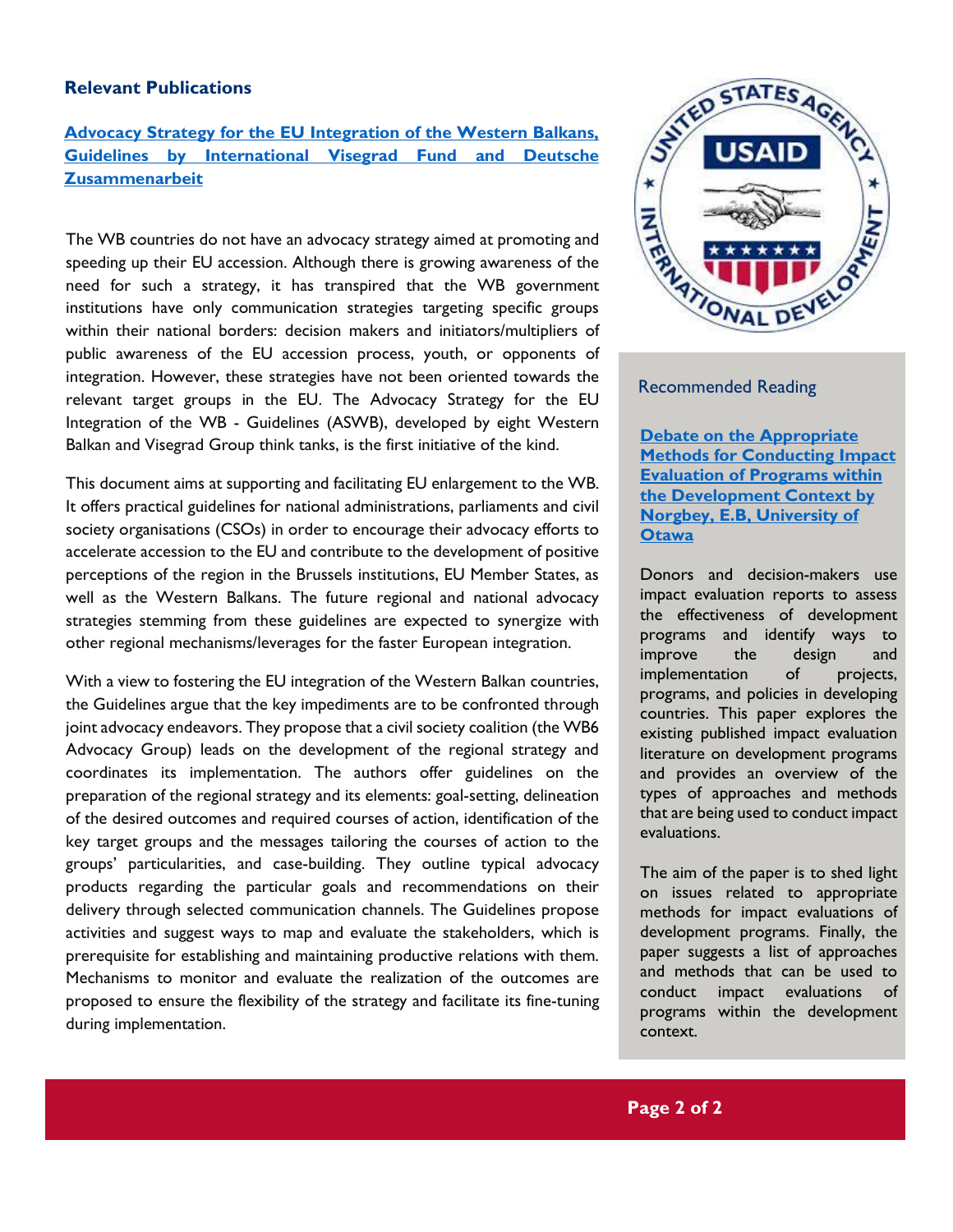## Relevant Publications

**Advocacy Strategy for the EU Integration of the Western Balkans, Guidelines by International Visegrad Fund and Deutsche Zusammenarbeit**

The WB countries do not have an advocacy strategy aimed at promoting and speeding up their EU accession. Although there is growing awareness of the need for such a strategy, it has transpired that the WB government institutions have only communication strategies targeting specific groups within their national borders: decision makers and initiators/multipliers of public awareness of the EU accession process, youth, or opponents of integration. However, these strategies have not been oriented towards the relevant target groups in the EU. The Advocacy Strategy for the EU Integration of the WB - Guidelines (ASWB), developed by eight Western Balkan and Visegrad Group think tanks, is the first initiative of the kind.

This document aims at supporting and facilitating EU enlargement to the WB. It offers practical guidelines for national administrations, parliaments and civil society organisations (CSOs) in order to encourage their advocacy efforts to accelerate accession to the EU and contribute to the development of positive perceptions of the region in the Brussels institutions, EU Member States, as well as the Western Balkans. The future regional and national advocacy strategies stemming from these guidelines are expected to synergize with other regional mechanisms/leverages for the faster European integration.

With a view to fostering the EU integration of the Western Balkan countries, the Guidelines argue that the key impediments are to be confronted through joint advocacy endeavors. They propose that a civil society coalition (the WB6 Advocacy Group) leads on the development of the regional strategy and coordinates its implementation. The authors offer guidelines on the preparation of the regional strategy and its elements: goal-setting, delineation of the desired outcomes and required courses of action, identification of the key target groups and the messages tailoring the courses of action to the groups' particularities, and case-building. They outline typical advocacy products regarding the particular goals and recommendations on their delivery through selected communication channels. The Guidelines propose activities and suggest ways to map and evaluate the stakeholders, which is prerequisite for establishing and maintaining productive relations with them. Mechanisms to monitor and evaluate the realization of the outcomes are proposed to ensure the flexibility of the strategy and facilitate its fine-tuning during implementation.

### Recommended Reading

**Debate on the Appropriate Methods for Conducting Impact Evaluation of Programs within the Development Context by Norgbey, E.B, University of Otawa**

Donors and decision-makers use impact evaluation reports to assess the effectiveness of development programs and identify ways to improve the design and implementation of projects, programs, and policies in developing countries. This paper explores the existing published impact evaluation literature on development programs and provides an overview of the types of approaches and methods that are being used to conduct impact evaluations.

The aim of the paper is to shed light on issues related to appropriate methods for impact evaluations of development programs. Finally, the paper suggests a list of approaches and methods that can be used to conduct impact evaluations of programs within the development context.